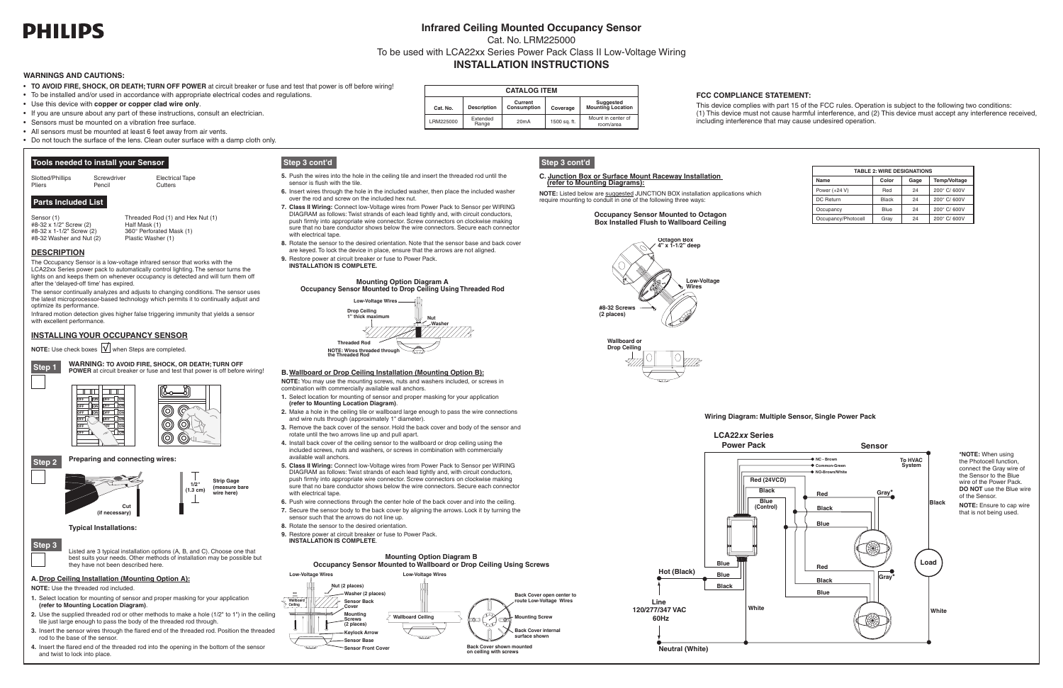# PHILIPS

# Infrared Ceiling Mounted Occupancy Sensor

Cat. No. LRM225000

To be used with LCA22xx Series Power Pack Class II Low-Voltage Wiring

## INSTALLATION INSTRUCTIONS

### WARNINGS AND CAUTIONS:

- **TO AVOID FIRE, SHOCK, OR DEATH; TURN OFF POWER** at circuit breaker or fuse and test that power is off before wiring!
- To be installed and/or used in accordance with appropriate electrical codes and regulations.
- Use this device with **copper or copper clad wire only**.
- If you are unsure about any part of these instructions, consult an electrician.
- Sensors must be mounted on a vibration free surface.
- All sensors must be mounted at least 6 feet away from air vents.
- Do not touch the surface of the lens. Clean outer surface with a damp cloth only.

| CATALOG ITEM | | | | |
|---|---|---|---|---|
| Cat. No. | Description | Current Consumption | Coverage | Suggested Mounting Location |
| LRM225000 | Extended Range | 20mA | 1500 sq. ft. | Mount in center of room/area |

### FCC COMPLIANCE STATEMENT:

This device complies with part 15 of the FCC rules. Operation is subject to the following two conditions: (1) This device must not cause harmful interference, and (2) This device must accept any interference received, including interference that may cause undesired operation.

### Tools needed to install your Sensor

Slotted/Phillips Screwdriver, Electrical Tape, Pliers, Pencil, Cutters

### Parts Included List

- Sensor (1)
- #8-32 x 1/2" Screw (2)
- #8-32 x 1-1/2" Screw (2)
- #8-32 Washer and Nut (2)
- Threaded Rod (1) and Hex Nut (1)
- Half Mask (1)
- 360° Perforated Mask (1)
- Plastic Washer (1)

### DESCRIPTION

The Occupancy Sensor is a low-voltage infrared sensor that works with the LCA22xx Series power pack to automatically control lighting. The sensor turns the lights on and keeps them on whenever occupancy is detected and will turn them off after the 'delayed-off time' has expired.

The sensor continually analyzes and adjusts to changing conditions. The sensor uses the latest microprocessor-based technology which permits it to continually adjust and optimize its performance.

Infrared motion detection gives higher false triggering immunity that yields a sensor with excellent performance.

### INSTALLING YOUR OCCUPANCY SENSOR

**NOTE:** Use check boxes √ when Steps are completed.

**Step 1** **WARNING: TO AVOID FIRE, SHOCK, OR DEATH; TURN OFF POWER** at circuit breaker or fuse and test that power is off before wiring!

**Step 2** **Preparing and connecting wires:**

Cut (if necessary)

Strip Gage (measure bare wire here) 1/2" (1.3 cm)

**Typical Installations:**

**Step 3** Listed are 3 typical installation options (A, B, and C). Choose one that best suits your needs. Other methods of installation may be possible but they have not been described here.

#### A. Drop Ceiling Installation (Mounting Option A):

**NOTE:** Use the threaded rod included.

1. Select location for mounting of sensor and proper masking for your application **(refer to Mounting Location Diagram)**.
2. Use the supplied threaded rod or other methods to make a hole (1/2" to 1") in the ceiling tile just large enough to pass the body of the threaded rod through.
3. Insert the sensor wires through the flared end of the threaded rod. Position the threaded rod to the base of the sensor.
4. Insert the flared end of the threaded rod into the opening in the bottom of the sensor and twist to lock into place.

### Step 3 cont'd

5. Push the wires into the hole in the ceiling tile and insert the threaded rod until the sensor is flush with the tile.
6. Insert wires through the hole in the included washer, then place the included washer over the rod and screw on the included hex nut.
7. **Class II Wiring:** Connect low-Voltage wires from Power Pack to Sensor per WIRING DIAGRAM as follows: Twist strands of each lead tightly and, with circuit conductors, push firmly into appropriate wire connector. Screw connectors on clockwise making sure that no bare conductor shows below the wire connectors. Secure each connector with electrical tape.
8. Rotate the sensor to the desired orientation. Note that the sensor base and back cover are keyed. To lock the device in place, ensure that the arrows are not aligned.
9. Restore power at circuit breaker or fuse to Power Pack.
**INSTALLATION IS COMPLETE.**

**Mounting Option Diagram A**
**Occupancy Sensor Mounted to Drop Ceiling Using Threaded Rod**

Low-Voltage Wires; Drop Ceiling 1" thick maximum; Nut; Washer; Threaded Rod; NOTE: Wires threaded through the Threaded Rod

#### B. Wallboard or Drop Ceiling Installation (Mounting Option B):

**NOTE:** You may use the mounting screws, nuts and washers included, or screws in combination with commercially available wall anchors.

1. Select location for mounting of sensor and proper masking for your application **(refer to Mounting Location Diagram)**.
2. Make a hole in the ceiling tile or wallboard large enough to pass the wire connections and wire nuts through (approximately 1" diameter).
3. Remove the back cover of the sensor. Hold the back cover and body of the sensor and rotate until the two arrows line up and pull apart.
4. Install back cover of the ceiling sensor to the wallboard or drop ceiling using the included screws, nuts and washers, or screws in combination with commercially available wall anchors.
5. **Class II Wiring:** Connect low-Voltage wires from Power Pack to Sensor per WIRING DIAGRAM as follows: Twist strands of each lead tightly and, with circuit conductors, push firmly into appropriate wire connector. Screw connectors on clockwise making sure that no bare conductor shows below the wire connectors. Secure each connector with electrical tape.
6. Push wire connections through the center hole of the back cover and into the ceiling.
7. Secure the sensor body to the back cover by aligning the arrows. Lock it by turning the sensor such that the arrows do not line up.
8. Rotate the sensor to the desired orientation.
9. Restore power at circuit breaker or fuse to Power Pack.
**INSTALLATION IS COMPLETE**.

**Mounting Option Diagram B**
**Occupancy Sensor Mounted to Wallboard or Drop Ceiling Using Screws**

Low-Voltage Wires; Nut (2 places); Washer (2 places); Wallboard Ceiling; Sensor Back Cover; Mounting Screws (2 places); Keylock Arrow; Sensor Base; Sensor Front Cover; Low-Voltage Wires; Wallboard Ceiling; Back Cover open center to route Low-Voltage Wires; Mounting Screw; Back Cover internal surface shown; Back Cover shown mounted on ceiling with screws

### Step 3 cont'd

#### C. Junction Box or Surface Mount Raceway Installation (refer to Mounting Diagrams):

**NOTE:** Listed below are suggested JUNCTION BOX installation applications which require mounting to conduit in one of the following three ways:

**Occupancy Sensor Mounted to Octagon Box Installed Flush to Wallboard Ceiling**

Octagon Box 4" x 1-1/2" deep; Low-Voltage Wires; #8-32 Screws (2 places); Wallboard or Drop Ceiling

| TABLE 2: WIRE DESIGNATIONS | | | |
|---|---|---|---|
| Name | Color | Gage | Temp/Voltage |
| Power (+24 V) | Red | 24 | 200° C/ 600V |
| DC Return | Black | 24 | 200° C/ 600V |
| Occupancy | Blue | 24 | 200° C/ 600V |
| Occupancy/Photocell | Gray | 24 | 200° C/ 600V |

**Wiring Diagram: Multiple Sensor, Single Power Pack**

LCA22xx Series Power Pack; Sensor; NC - Brown; Common-Green; NO-Brown/White; To HVAC System; Red (24VCD); Black; Blue (Control); Red; Black; Blue; Gray*; Blue; Blue; Black; Red; Black; Blue; Gray*; Black; Load; White; White; Hot (Black); Line 120/277/347 VAC 60Hz; Neutral (White)

***NOTE:** When using the Photocell function, connect the Gray wire of the Sensor to the Blue wire of the Power Pack. **DO NOT** use the Blue wire of the Sensor.

**NOTE:** Ensure to cap wire that is not being used.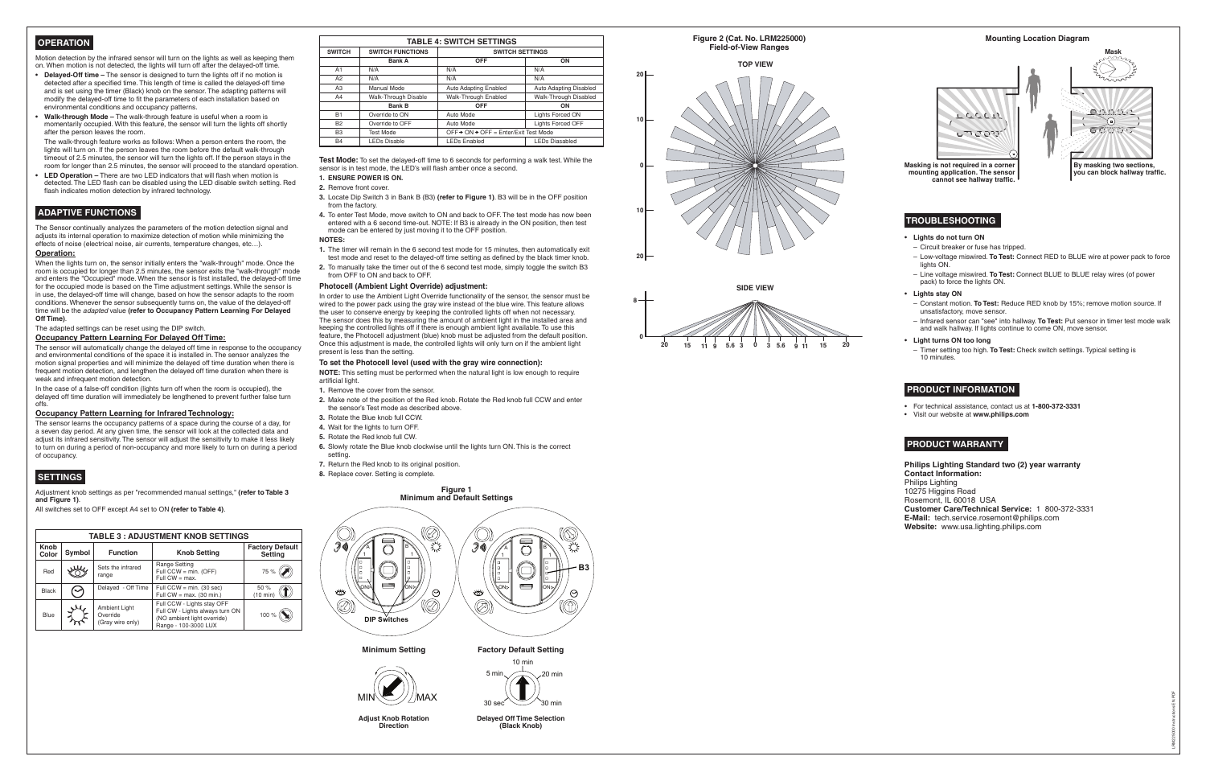## OPERATION

Motion detection by the infrared sensor will turn on the lights as well as keeping them on. When motion is not detected, the lights will turn off after the delayed-off time.

- **Delayed-Off time –** The sensor is designed to turn the lights off if no motion is detected after a specified time. This length of time is called the delayed-off time and is set using the timer (Black) knob on the sensor. The adapting patterns will modify the delayed-off time to fit the parameters of each installation based on environmental conditions and occupancy patterns.
- **Walk-through Mode –** The walk-through feature is useful when a room is momentarily occupied. With this feature, the sensor will turn the lights off shortly after the person leaves the room.

  The walk-through feature works as follows: When a person enters the room, the lights will turn on. If the person leaves the room before the default walk-through timeout of 2.5 minutes, the sensor will turn the lights off. If the person stays in the room for longer than 2.5 minutes, the sensor will proceed to the standard operation.
- **LED Operation –** There are two LED indicators that will flash when motion is detected. The LED flash can be disabled using the LED disable switch setting. Red flash indicates motion detection by infrared technology.

## ADAPTIVE FUNCTIONS

The Sensor continually analyzes the parameters of the motion detection signal and adjusts its internal operation to maximize detection of motion while minimizing the effects of noise (electrical noise, air currents, temperature changes, etc…).

### Operation:

When the lights turn on, the sensor initially enters the "walk-through" mode. Once the room is occupied for longer than 2.5 minutes, the sensor exits the "walk-through" mode and enters the "Occupied" mode. When the sensor is first installed, the delayed-off time for the occupied mode is based on the Time adjustment settings. While the sensor is in use, the delayed-off time will change, based on how the sensor adapts to the room conditions. Whenever the sensor subsequently turns on, the value of the delayed-off time will be the *adapted* value **(refer to Occupancy Pattern Learning For Delayed Off Time)**.

The adapted settings can be reset using the DIP switch.

### Occupancy Pattern Learning For Delayed Off Time:

The sensor will automatically change the delayed off time in response to the occupancy and environmental conditions of the space it is installed in. The sensor analyzes the motion signal properties and will minimize the delayed off time duration when there is frequent motion detection, and lengthen the delayed off time duration when there is weak and infrequent motion detection.

In the case of a false-off condition (lights turn off when the room is occupied), the delayed off time duration will immediately be lengthened to prevent further false turn offs.

### Occupancy Pattern Learning for Infrared Technology:

The sensor learns the occupancy patterns of a space during the course of a day, for a seven day period. At any given time, the sensor will look at the collected data and adjust its infrared sensitivity. The sensor will adjust the sensitivity to make it less likely to turn on during a period of non-occupancy and more likely to turn on during a period of occupancy.

## SETTINGS

Adjustment knob settings as per "recommended manual settings," **(refer to Table 3 and Figure 1)**.

All switches set to OFF except A4 set to ON **(refer to Table 4)**.

**TABLE 3 : ADJUSTMENT KNOB SETTINGS**

| Knob Color | Symbol | Function | Knob Setting | Factory Default Setting |
|---|---|---|---|---|
| Red | | Sets the infrared range | Range Setting<br>Full CCW = min. (OFF)<br>Full CW = max. | 75 % |
| Black | | Delayed - Off Time | Full CCW = min. (30 sec)<br>Full CW = max. (30 min.) | 50 %<br>(10 min) |
| Blue | | Ambient Light Override<br>(Gray wire only) | Full CCW - Lights stay OFF<br>Full CW - Lights always turn ON<br>(NO ambient light override)<br>Range - 100-3000 LUX | 100 % |

**TABLE 4: SWITCH SETTINGS**

| SWITCH | SWITCH FUNCTIONS | SWITCH SETTINGS | |
|---|---|---|---|
| | **Bank A** | **OFF** | **ON** |
| A1 | N/A | N/A | N/A |
| A2 | N/A | N/A | N/A |
| A3 | Manual Mode | Auto Adapting Enabled | Auto Adapting Disabled |
| A4 | Walk-Through Disable | Walk-Through Enabled | Walk-Through Disabled |
| | **Bank B** | **OFF** | **ON** |
| B1 | Override to ON | Auto Mode | Lights Forced ON |
| B2 | Override to OFF | Auto Mode | Lights Forced OFF |
| B3 | Test Mode | OFF→ ON → OFF = Enter/Exit Test Mode | |
| B4 | LEDs Disable | LEDs Enabled | LEDs Diasabled |

**Test Mode:** To set the delayed-off time to 6 seconds for performing a walk test. While the sensor is in test mode, the LED's will flash amber once a second.

1. **ENSURE POWER IS ON.**
2. Remove front cover.
3. Locate Dip Switch 3 in Bank B (B3) **(refer to Figure 1)**. B3 will be in the OFF position from the factory.
4. To enter Test Mode, move switch to ON and back to OFF. The test mode has now been entered with a 6 second time-out. NOTE: If B3 is already in the ON position, then test mode can be entered by just moving it to the OFF position.

**NOTES:**

1. The timer will remain in the 6 second test mode for 15 minutes, then automatically exit test mode and reset to the delayed-off time setting as defined by the black timer knob.
2. To manually take the timer out of the 6 second test mode, simply toggle the switch B3 from OFF to ON and back to OFF.

### Photocell (Ambient Light Override) adjustment:

In order to use the Ambient Light Override functionality of the sensor, the sensor must be wired to the power pack using the gray wire instead of the blue wire. This feature allows the user to conserve energy by keeping the controlled lights off when not necessary. The sensor does this by measuring the amount of ambient light in the installed area and keeping the controlled lights off if there is enough ambient light available. To use this feature, the Photocell adjustment (blue) knob must be adjusted from the default position. Once this adjustment is made, the controlled lights will only turn on if the ambient light present is less than the setting.

### To set the Photocell level (used with the gray wire connection):

**NOTE:** This setting must be performed when the natural light is low enough to require artificial light.

1. Remove the cover from the sensor.
2. Make note of the position of the Red knob. Rotate the Red knob full CCW and enter the sensor's Test mode as described above.
3. Rotate the Blue knob full CCW.
4. Wait for the lights to turn OFF.
5. Rotate the Red knob full CW.
6. Slowly rotate the Blue knob clockwise until the lights turn ON. This is the correct setting.
7. Return the Red knob to its original position.
8. Replace cover. Setting is complete.

**Figure 1**
**Minimum and Default Settings**

A B 1 ON ON B3

DIP Switches

**Minimum Setting**

MIN MAX

**Adjust Knob Rotation Direction**

**Factory Default Setting**

10 min
5 min 20 min
30 sec 30 min

**Delayed Off Time Selection (Black Knob)**

**Figure 2 (Cat. No. LRM225000)**
**Field-of-View Ranges**

TOP VIEW

20
10
0
10
20

SIDE VIEW

8
0
20 15 11 9 5.6 3 0 3 5.6 9 11 15 20

**Mounting Location Diagram**

Mask

**Masking is not required in a corner mounting application. The sensor cannot see hallway traffic.**

**By masking two sections, you can block hallway traffic.**

## TROUBLESHOOTING

- **Lights do not turn ON**
  - Circuit breaker or fuse has tripped.
  - Low-voltage miswired. **To Test:** Connect RED to BLUE wire at power pack to force lights ON.
  - Line voltage miswired. **To Test:** Connect BLUE to BLUE relay wires (of power pack) to force the lights ON.
- **Lights stay ON**
  - Constant motion. **To Test:** Reduce RED knob by 15%; remove motion source. If unsatisfactory, move sensor.
  - Infrared sensor can "see" into hallway. **To Test:** Put sensor in timer test mode walk and walk hallway. If lights continue to come ON, move sensor.
- **Light turns ON too long**
  - Timer setting too high. **To Test:** Check switch settings. Typical setting is 10 minutes.

## PRODUCT INFORMATION

- For technical assistance, contact us at **1-800-372-3331**
- Visit our website at **www.philips.com**

## PRODUCT WARRANTY

**Philips Lighting Standard two (2) year warranty**
**Contact Information:**
Philips Lighting
10275 Higgins Road
Rosemont, IL 60018 USA
**Customer Care/Technical Service:** 1 800-372-3331
**E-Mail:** tech.service.rosemont@philips.com
**Website:** www.usa.lighting.philips.com